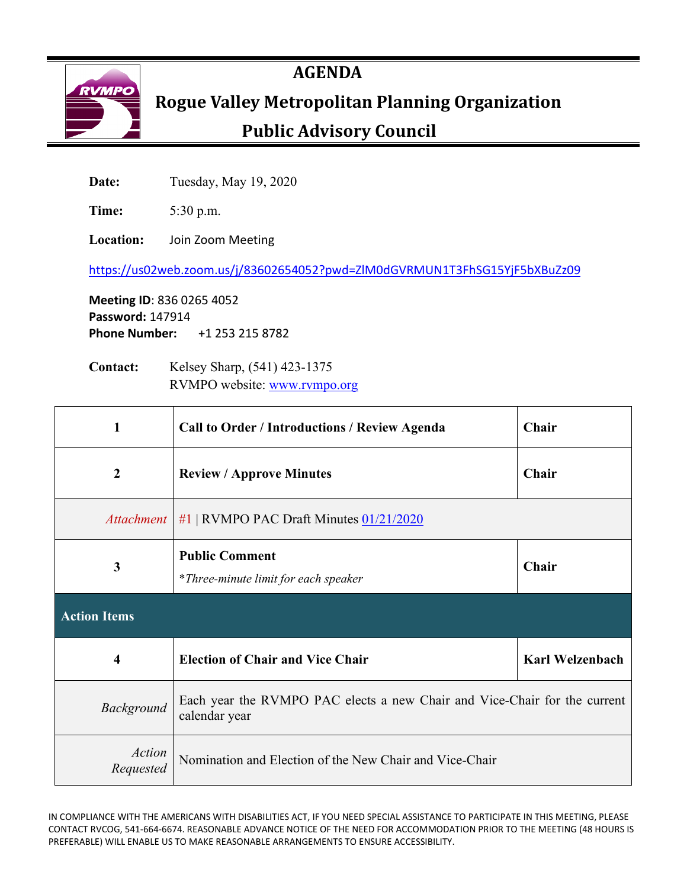# AGENDA

## Rogue Valley Metropolitan Planning Organization

## Public Advisory Council

**Date:** Tuesday, May 19, 2020

**Time:** 5:30 p.m.

**Location:** Join Zoom Meeting

https://us02web.zoom.us/j/83602654052?pwd=ZlM0dGVRMUN1T3FhSG15YjF5bXBuZz09

**Meeting ID**: 836 0265 4052
**Password:** 147914
**Phone Number:** +1 253 215 8782

**Contact:** Kelsey Sharp, (541) 423-1375
RVMPO website: www.rvmpo.org

| | | |
|---|---|---|
| **1** | **Call to Order / Introductions / Review Agenda** | **Chair** |
| **2** | **Review / Approve Minutes** | **Chair** |
| *Attachment* | #1 \| RVMPO PAC Draft Minutes 01/21/2020 | |
| **3** | **Public Comment**<br>*\*Three-minute limit for each speaker* | **Chair** |
| **Action Items** | | |
| **4** | **Election of Chair and Vice Chair** | **Karl Welzenbach** |
| *Background* | Each year the RVMPO PAC elects a new Chair and Vice-Chair for the current calendar year | |
| *Action Requested* | Nomination and Election of the New Chair and Vice-Chair | |

IN COMPLIANCE WITH THE AMERICANS WITH DISABILITIES ACT, IF YOU NEED SPECIAL ASSISTANCE TO PARTICIPATE IN THIS MEETING, PLEASE CONTACT RVCOG, 541-664-6674. REASONABLE ADVANCE NOTICE OF THE NEED FOR ACCOMMODATION PRIOR TO THE MEETING (48 HOURS IS PREFERABLE) WILL ENABLE US TO MAKE REASONABLE ARRANGEMENTS TO ENSURE ACCESSIBILITY.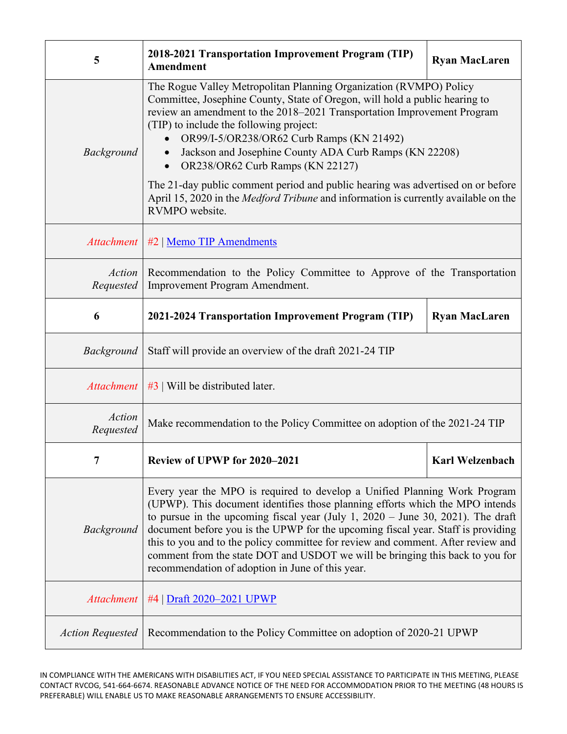| 5 | **2018-2021 Transportation Improvement Program (TIP) Amendment** | **Ryan MacLaren** |
|---|---|---|
| *Background* | The Rogue Valley Metropolitan Planning Organization (RVMPO) Policy Committee, Josephine County, State of Oregon, will hold a public hearing to review an amendment to the 2018–2021 Transportation Improvement Program (TIP) to include the following project:<br>• OR99/I-5/OR238/OR62 Curb Ramps (KN 21492)<br>• Jackson and Josephine County ADA Curb Ramps (KN 22208)<br>• OR238/OR62 Curb Ramps (KN 22127)<br><br>The 21-day public comment period and public hearing was advertised on or before April 15, 2020 in the *Medford Tribune* and information is currently available on the RVMPO website. | |
| *Attachment* | #2 \| Memo TIP Amendments | |
| *Action Requested* | Recommendation to the Policy Committee to Approve of the Transportation Improvement Program Amendment. | |
| **6** | **2021-2024 Transportation Improvement Program (TIP)** | **Ryan MacLaren** |
| *Background* | Staff will provide an overview of the draft 2021-24 TIP | |
| *Attachment* | #3 \| Will be distributed later. | |
| *Action Requested* | Make recommendation to the Policy Committee on adoption of the 2021-24 TIP | |
| **7** | **Review of UPWP for 2020–2021** | **Karl Welzenbach** |
| *Background* | Every year the MPO is required to develop a Unified Planning Work Program (UPWP). This document identifies those planning efforts which the MPO intends to pursue in the upcoming fiscal year (July 1, 2020 – June 30, 2021). The draft document before you is the UPWP for the upcoming fiscal year. Staff is providing this to you and to the policy committee for review and comment. After review and comment from the state DOT and USDOT we will be bringing this back to you for recommendation of adoption in June of this year. | |
| *Attachment* | #4 \| Draft 2020–2021 UPWP | |
| *Action Requested* | Recommendation to the Policy Committee on adoption of 2020-21 UPWP | |

IN COMPLIANCE WITH THE AMERICANS WITH DISABILITIES ACT, IF YOU NEED SPECIAL ASSISTANCE TO PARTICIPATE IN THIS MEETING, PLEASE CONTACT RVCOG, 541-664-6674. REASONABLE ADVANCE NOTICE OF THE NEED FOR ACCOMMODATION PRIOR TO THE MEETING (48 HOURS IS PREFERABLE) WILL ENABLE US TO MAKE REASONABLE ARRANGEMENTS TO ENSURE ACCESSIBILITY.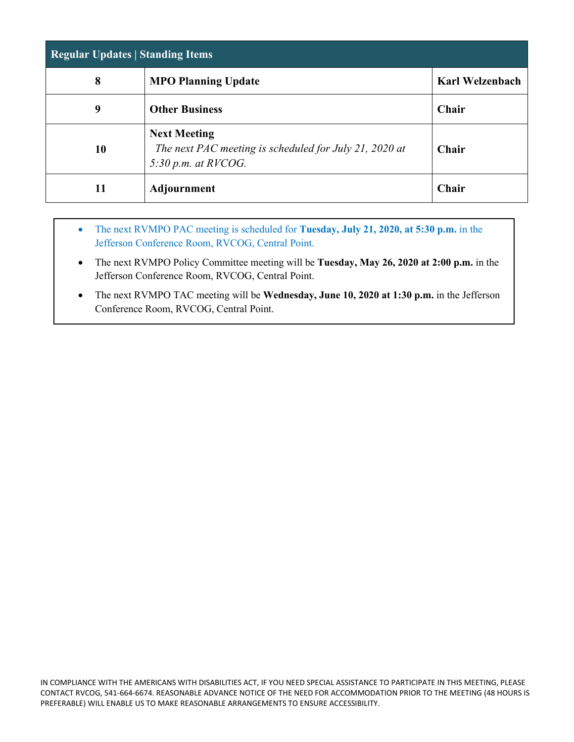| Regular Updates \| Standing Items | | |
|---|---|---|
| **8** | **MPO Planning Update** | **Karl Welzenbach** |
| **9** | **Other Business** | **Chair** |
| **10** | **Next Meeting**<br>*The next PAC meeting is scheduled for July 21, 2020 at 5:30 p.m. at RVCOG.* | **Chair** |
| **11** | **Adjournment** | **Chair** |

- The next RVMPO PAC meeting is scheduled for **Tuesday, July 21, 2020, at 5:30 p.m.** in the Jefferson Conference Room, RVCOG, Central Point.
- The next RVMPO Policy Committee meeting will be **Tuesday, May 26, 2020 at 2:00 p.m.** in the Jefferson Conference Room, RVCOG, Central Point.
- The next RVMPO TAC meeting will be **Wednesday, June 10, 2020 at 1:30 p.m.** in the Jefferson Conference Room, RVCOG, Central Point.

IN COMPLIANCE WITH THE AMERICANS WITH DISABILITIES ACT, IF YOU NEED SPECIAL ASSISTANCE TO PARTICIPATE IN THIS MEETING, PLEASE CONTACT RVCOG, 541-664-6674. REASONABLE ADVANCE NOTICE OF THE NEED FOR ACCOMMODATION PRIOR TO THE MEETING (48 HOURS IS PREFERABLE) WILL ENABLE US TO MAKE REASONABLE ARRANGEMENTS TO ENSURE ACCESSIBILITY.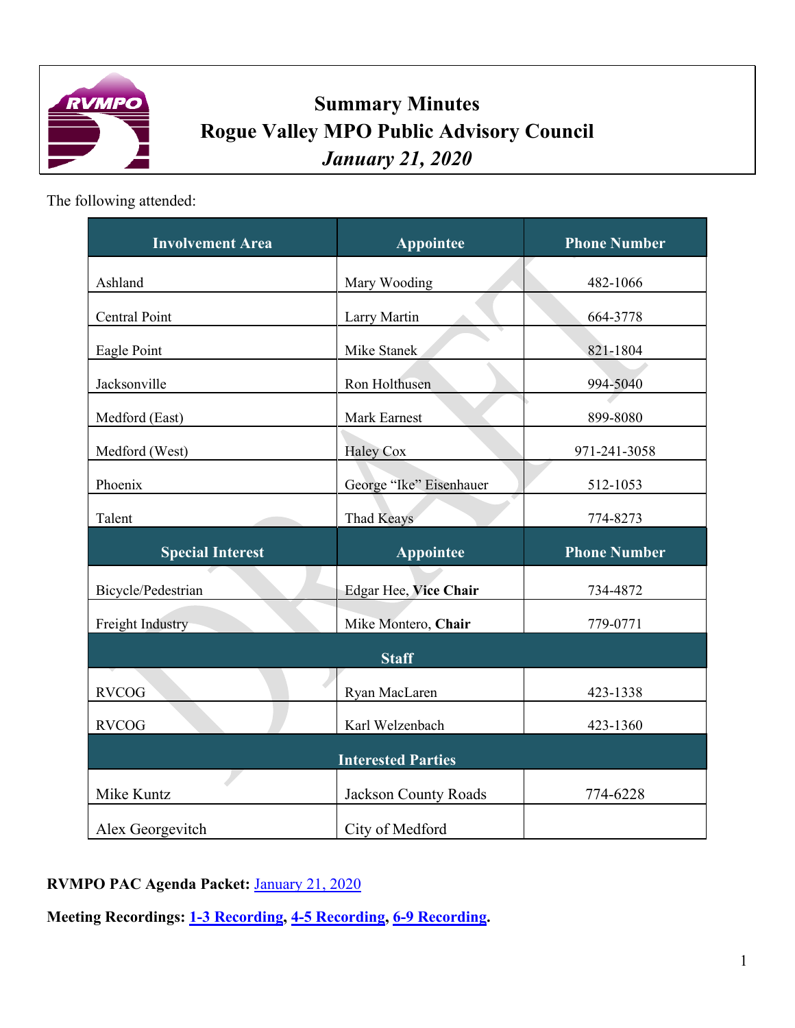# Summary Minutes
# Rogue Valley MPO Public Advisory Council
## *January 21, 2020*

The following attended:

| Involvement Area | Appointee | Phone Number |
|---|---|---|
| Ashland | Mary Wooding | 482-1066 |
| Central Point | Larry Martin | 664-3778 |
| Eagle Point | Mike Stanek | 821-1804 |
| Jacksonville | Ron Holthusen | 994-5040 |
| Medford (East) | Mark Earnest | 899-8080 |
| Medford (West) | Haley Cox | 971-241-3058 |
| Phoenix | George "Ike" Eisenhauer | 512-1053 |
| Talent | Thad Keays | 774-8273 |
| **Special Interest** | **Appointee** | **Phone Number** |
| Bicycle/Pedestrian | Edgar Hee, **Vice Chair** | 734-4872 |
| Freight Industry | Mike Montero, **Chair** | 779-0771 |
| **Staff** | | |
| RVCOG | Ryan MacLaren | 423-1338 |
| RVCOG | Karl Welzenbach | 423-1360 |
| **Interested Parties** | | |
| Mike Kuntz | Jackson County Roads | 774-6228 |
| Alex Georgevitch | City of Medford | |

**RVMPO PAC Agenda Packet:** January 21, 2020

**Meeting Recordings: 1-3 Recording, 4-5 Recording, 6-9 Recording.**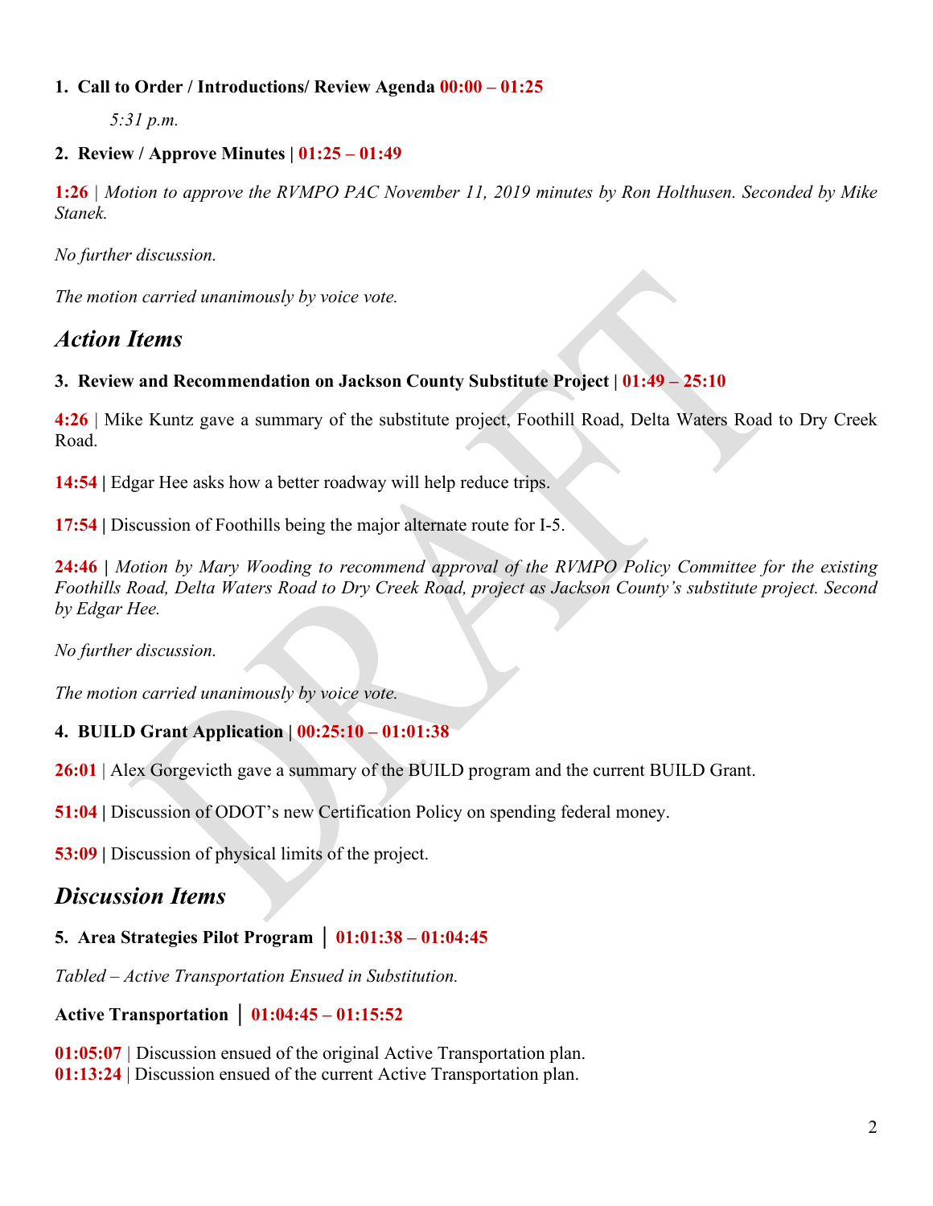**1. Call to Order / Introductions/ Review Agenda 00:00 – 01:25**

*5:31 p.m.*

**2. Review / Approve Minutes | 01:25 – 01:49**

**1:26** | *Motion to approve the RVMPO PAC November 11, 2019 minutes by Ron Holthusen. Seconded by Mike Stanek.*

*No further discussion.*

*The motion carried unanimously by voice vote.*

## *Action Items*

**3. Review and Recommendation on Jackson County Substitute Project | 01:49 – 25:10**

**4:26** | Mike Kuntz gave a summary of the substitute project, Foothill Road, Delta Waters Road to Dry Creek Road.

**14:54 |** Edgar Hee asks how a better roadway will help reduce trips.

**17:54 |** Discussion of Foothills being the major alternate route for I-5.

**24:46 |** *Motion by Mary Wooding to recommend approval of the RVMPO Policy Committee for the existing Foothills Road, Delta Waters Road to Dry Creek Road, project as Jackson County's substitute project. Second by Edgar Hee.*

*No further discussion.*

*The motion carried unanimously by voice vote.*

**4. BUILD Grant Application | 00:25:10 – 01:01:38**

**26:01** | Alex Gorgevicth gave a summary of the BUILD program and the current BUILD Grant.

**51:04 |** Discussion of ODOT's new Certification Policy on spending federal money.

**53:09 |** Discussion of physical limits of the project.

## *Discussion Items*

**5. Area Strategies Pilot Program │ 01:01:38 – 01:04:45**

*Tabled – Active Transportation Ensued in Substitution.*

**Active Transportation │ 01:04:45 – 01:15:52**

**01:05:07** | Discussion ensued of the original Active Transportation plan.
**01:13:24** | Discussion ensued of the current Active Transportation plan.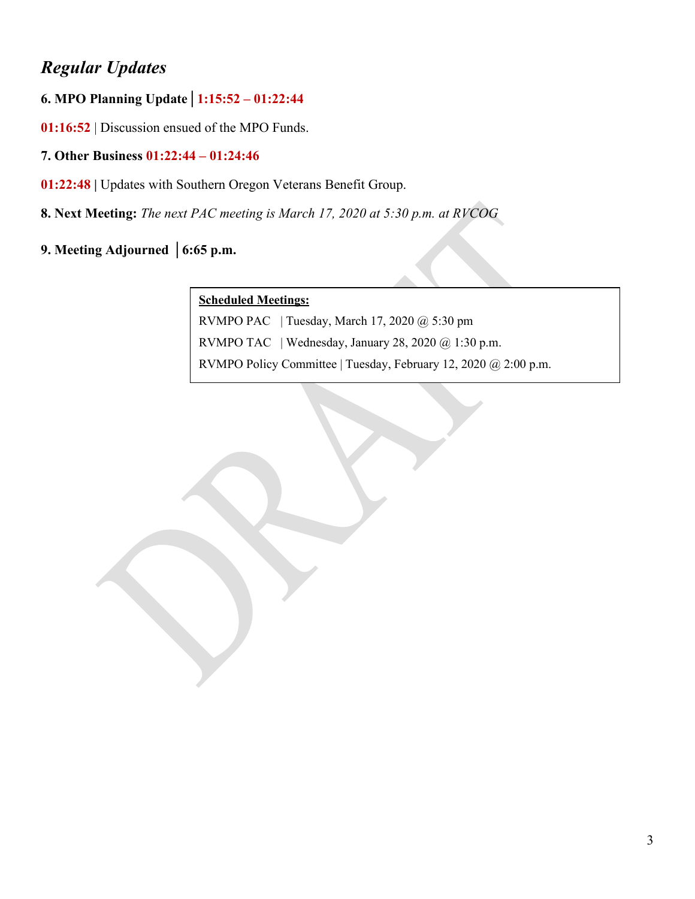## *Regular Updates*

**6. MPO Planning Update │ 1:15:52 – 01:22:44**

**01:16:52** | Discussion ensued of the MPO Funds.

**7. Other Business 01:22:44 – 01:24:46**

**01:22:48 |** Updates with Southern Oregon Veterans Benefit Group.

**8. Next Meeting:** *The next PAC meeting is March 17, 2020 at 5:30 p.m. at RVCOG*

**9. Meeting Adjourned │6:65 p.m.**

**Scheduled Meetings:**

RVMPO PAC | Tuesday, March 17, 2020 @ 5:30 pm

RVMPO TAC | Wednesday, January 28, 2020 @ 1:30 p.m.

RVMPO Policy Committee | Tuesday, February 12, 2020 @ 2:00 p.m.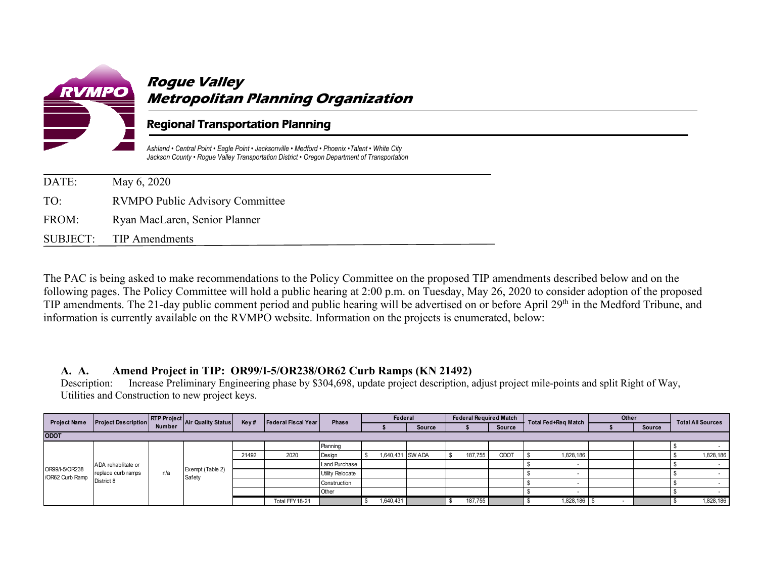# Rogue Valley Metropolitan Planning Organization

## Regional Transportation Planning

*Ashland • Central Point • Eagle Point • Jacksonville • Medford • Phoenix • Talent • White City*
*Jackson County • Rogue Valley Transportation District • Oregon Department of Transportation*

DATE: May 6, 2020

TO: RVMPO Public Advisory Committee

FROM: Ryan MacLaren, Senior Planner

SUBJECT: TIP Amendments

The PAC is being asked to make recommendations to the Policy Committee on the proposed TIP amendments described below and on the following pages. The Policy Committee will hold a public hearing at 2:00 p.m. on Tuesday, May 26, 2020 to consider adoption of the proposed TIP amendments. The 21-day public comment period and public hearing will be advertised on or before April 29th in the Medford Tribune, and information is currently available on the RVMPO website. Information on the projects is enumerated, below:

### A. A. Amend Project in TIP: OR99/I-5/OR238/OR62 Curb Ramps (KN 21492)

Description: Increase Preliminary Engineering phase by $304,698, update project description, adjust project mile-points and split Right of Way, Utilities and Construction to new project keys.

| Project Name | Project Description | RTP Project Number | Air Quality Status | Key # | Federal Fiscal Year | Phase | Federal | | Federal Required Match | | Total Fed+Req Match | Other | | Total All Sources |
|---|---|---|---|---|---|---|---|---|---|---|---|---|---|---|
| | | | | | | | $ | Source | $ | Source | | $ | Source | |
| **ODOT** | | | | | | | | | | | | | | |
| OR99/I-5/OR238 /OR62 Curb Ramp | ADA rehabilitate or replace curb ramps District 8 | n/a | Exempt (Table 2) Safety | | | Planning | | | | | | | | $ - |
| | | | | 21492 | 2020 | Design | $ 1,640,431 | SW ADA | $ 187,755 | ODOT | $ 1,828,186 | | | $ 1,828,186 |
| | | | | | | Land Purchase | | | | | $ - | | | $ - |
| | | | | | | Utility Relocate | | | | | $ - | | | $ - |
| | | | | | | Construction | | | | | $ - | | | $ - |
| | | | | | | Other | | | | | $ - | | | $ - |
| | | | | | Total FFY18-21 | | $ 1,640,431 | | $ 187,755 | | $ 1,828,186 | $ - | | $ 1,828,186 |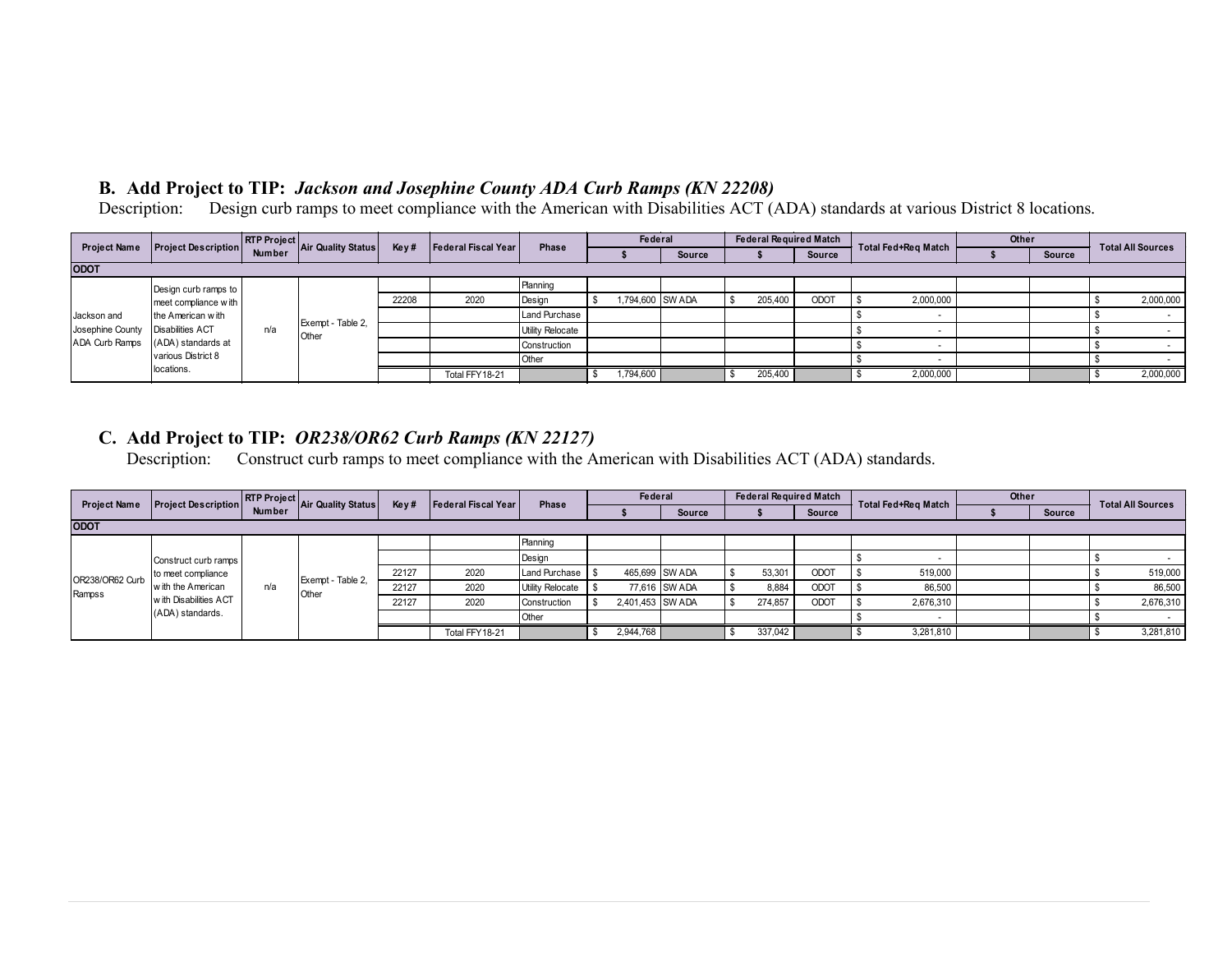## B. Add Project to TIP: *Jackson and Josephine County ADA Curb Ramps (KN 22208)*

Description: Design curb ramps to meet compliance with the American with Disabilities ACT (ADA) standards at various District 8 locations.

| Project Name | Project Description | RTP Project Number | Air Quality Status | Key # | Federal Fiscal Year | Phase | Federal | | Federal Required Match | | Total Fed+Req Match | Other | | Total All Sources |
|---|---|---|---|---|---|---|---|---|---|---|---|---|---|---|
| | | | | | | | $ | Source | $ | Source | | $ | Source | |
| **ODOT** | | | | | | | | | | | | | | |
| Jackson and Josephine County ADA Curb Ramps | Design curb ramps to meet compliance with the American with Disabilities ACT (ADA) standards at various District 8 locations. | n/a | Exempt - Table 2, Other | | | Planning | | | | | | | | |
| | | | | 22208 | 2020 | Design | $ 1,794,600 | SW ADA | $ 205,400 | ODOT | $ 2,000,000 | | | $ 2,000,000 |
| | | | | | | Land Purchase | | | | | $ - | | | $ - |
| | | | | | | Utility Relocate | | | | | $ - | | | $ - |
| | | | | | | Construction | | | | | $ - | | | $ - |
| | | | | | | Other | | | | | $ - | | | $ - |
| | | | | | Total FFY18-21 | | $ 1,794,600 | | $ 205,400 | | $ 2,000,000 | | | $ 2,000,000 |

## C. Add Project to TIP: *OR238/OR62 Curb Ramps (KN 22127)*

Description: Construct curb ramps to meet compliance with the American with Disabilities ACT (ADA) standards.

| Project Name | Project Description | RTP Project Number | Air Quality Status | Key # | Federal Fiscal Year | Phase | Federal | | Federal Required Match | | Total Fed+Req Match | Other | | Total All Sources |
|---|---|---|---|---|---|---|---|---|---|---|---|---|---|---|
| | | | | | | | $ | Source | $ | Source | | $ | Source | |
| **ODOT** | | | | | | | | | | | | | | |
| OR238/OR62 Curb Rampss | Construct curb ramps to meet compliance with the American with Disabilities ACT (ADA) standards. | n/a | Exempt - Table 2, Other | | | Planning | | | | | | | | |
| | | | | | | Design | | | | | $ - | | | $ - |
| | | | | 22127 | 2020 | Land Purchase | $ 465,699 | SW ADA | $ 53,301 | ODOT | $ 519,000 | | | $ 519,000 |
| | | | | 22127 | 2020 | Utility Relocate | $ 77,616 | SW ADA | $ 8,884 | ODOT | $ 86,500 | | | $ 86,500 |
| | | | | 22127 | 2020 | Construction | $ 2,401,453 | SW ADA | $ 274,857 | ODOT | $ 2,676,310 | | | $ 2,676,310 |
| | | | | | | Other | | | | | $ - | | | $ - |
| | | | | | Total FFY18-21 | | $ 2,944,768 | | $ 337,042 | | $ 3,281,810 | | | $ 3,281,810 |